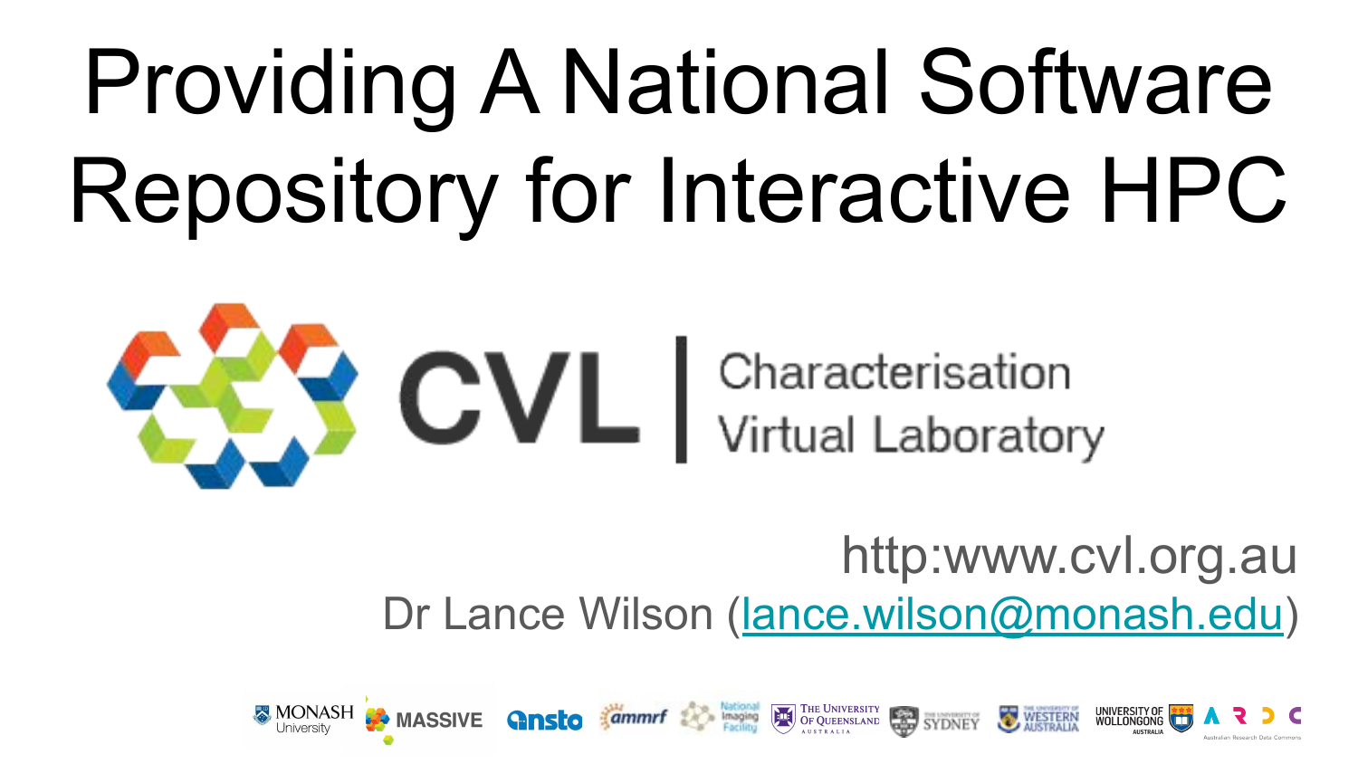# Providing A National Software Repository for Interactive HPC

CVL | Characterisation Virtual Laboratory

http:www.cvl.org.au

Dr Lance Wilson (lance.wilson@monash.edu)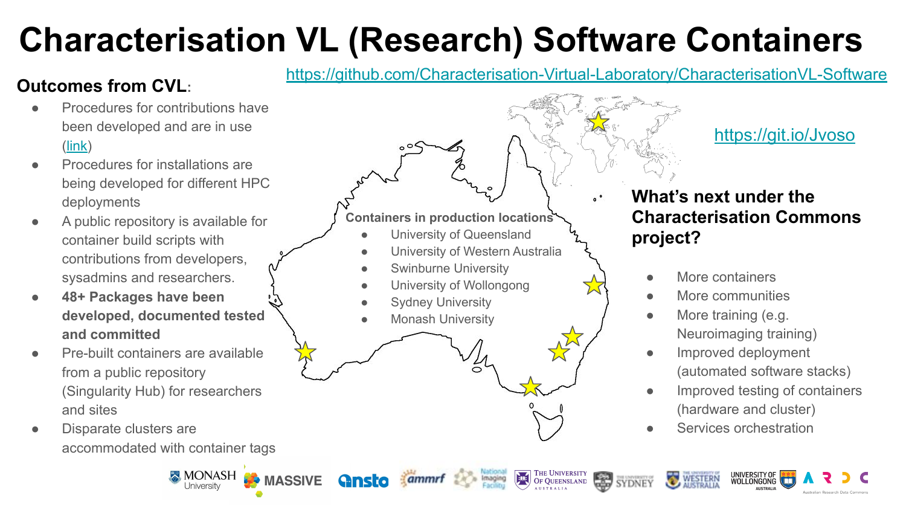# Characterisation VL (Research) Software Containers

https://github.com/Characterisation-Virtual-Laboratory/CharacterisationVL-Software

**Outcomes from CVL:**

- Procedures for contributions have been developed and are in use ([link](link))
- Procedures for installations are being developed for different HPC deployments
- A public repository is available for container build scripts with contributions from developers, sysadmins and researchers.
- **48+ Packages have been developed, documented tested and committed**
- Pre-built containers are available from a public repository (Singularity Hub) for researchers and sites
- Disparate clusters are accommodated with container tags

**Containers in production locations**

- University of Queensland
- University of Western Australia
- Swinburne University
- University of Wollongong
- Sydney University
- Monash University

https://git.io/Jvoso

**What's next under the Characterisation Commons project?**

- More containers
- More communities
- More training (e.g. Neuroimaging training)
- Improved deployment (automated software stacks)
- Improved testing of containers (hardware and cluster)
- Services orchestration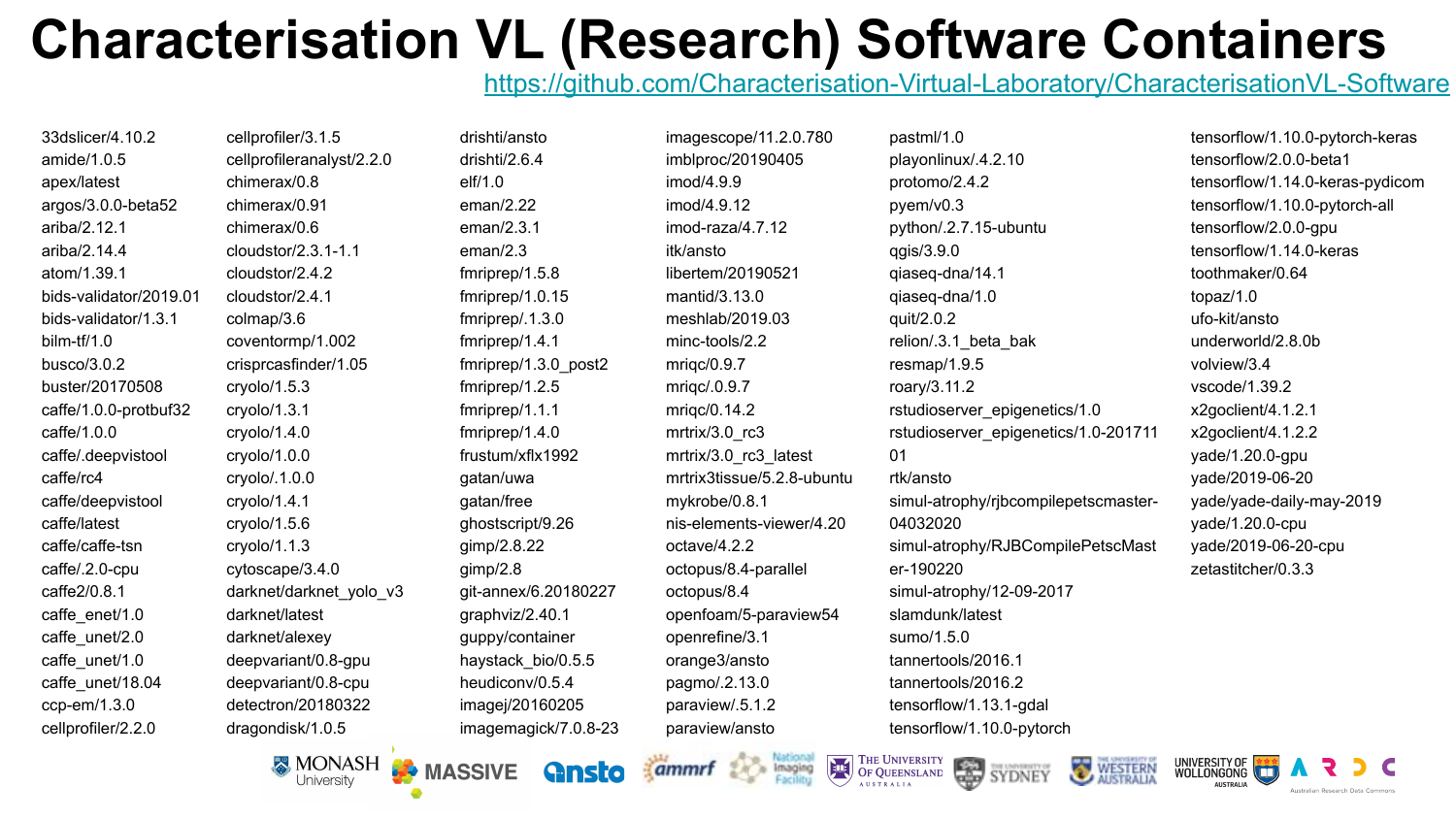# Characterisation VL (Research) Software Containers

https://github.com/Characterisation-Virtual-Laboratory/CharacterisationVL-Software

- 33dslicer/4.10.2
- amide/1.0.5
- apex/latest
- argos/3.0.0-beta52
- ariba/2.12.1
- ariba/2.14.4
- atom/1.39.1
- bids-validator/2019.01
- bids-validator/1.3.1
- bilm-tf/1.0
- busco/3.0.2
- buster/20170508
- caffe/1.0.0-protbuf32
- caffe/1.0.0
- caffe/.deepvistool
- caffe/rc4
- caffe/deepvistool
- caffe/latest
- caffe/caffe-tsn
- caffe/.2.0-cpu
- caffe2/0.8.1
- caffe_enet/1.0
- caffe_unet/2.0
- caffe_unet/1.0
- caffe_unet/18.04
- ccp-em/1.3.0
- cellprofiler/2.2.0
- cellprofiler/3.1.5
- cellprofileranalyst/2.2.0
- chimerax/0.8
- chimerax/0.91
- chimerax/0.6
- cloudstor/2.3.1-1.1
- cloudstor/2.4.2
- cloudstor/2.4.1
- colmap/3.6
- coventormp/1.002
- crisprcasfinder/1.05
- cryolo/1.5.3
- cryolo/1.3.1
- cryolo/1.4.0
- cryolo/1.0.0
- cryolo/.1.0.0
- cryolo/1.4.1
- cryolo/1.5.6
- cryolo/1.1.3
- cytoscape/3.4.0
- darknet/darknet_yolo_v3
- darknet/latest
- darknet/alexey
- deepvariant/0.8-gpu
- deepvariant/0.8-cpu
- detectron/20180322
- dragondisk/1.0.5
- drishti/ansto
- drishti/2.6.4
- elf/1.0
- eman/2.22
- eman/2.3.1
- eman/2.3
- fmriprep/1.5.8
- fmriprep/1.0.15
- fmriprep/.1.3.0
- fmriprep/1.4.1
- fmriprep/1.3.0_post2
- fmriprep/1.2.5
- fmriprep/1.1.1
- fmriprep/1.4.0
- frustum/xflx1992
- gatan/uwa
- gatan/free
- ghostscript/9.26
- gimp/2.8.22
- gimp/2.8
- git-annex/6.20180227
- graphviz/2.40.1
- guppy/container
- haystack_bio/0.5.5
- heudiconv/0.5.4
- imagej/20160205
- imagemagick/7.0.8-23
- imagescope/11.2.0.780
- imblproc/20190405
- imod/4.9.9
- imod/4.9.12
- imod-raza/4.7.12
- itk/ansto
- libertem/20190521
- mantid/3.13.0
- meshlab/2019.03
- minc-tools/2.2
- mriqc/0.9.7
- mriqc/.0.9.7
- mriqc/0.14.2
- mrtrix/3.0_rc3
- mrtrix/3.0_rc3_latest
- mrtrix3tissue/5.2.8-ubuntu
- mykrobe/0.8.1
- nis-elements-viewer/4.20
- octave/4.2.2
- octopus/8.4-parallel
- octopus/8.4
- openfoam/5-paraview54
- openrefine/3.1
- orange3/ansto
- pagmo/.2.13.0
- paraview/.5.1.2
- paraview/ansto
- pastml/1.0
- playonlinux/.4.2.10
- protomo/2.4.2
- pyem/v0.3
- python/.2.7.15-ubuntu
- qgis/3.9.0
- qiaseq-dna/14.1
- qiaseq-dna/1.0
- quit/2.0.2
- relion/.3.1_beta_bak
- resmap/1.9.5
- roary/3.11.2
- rstudioserver_epigenetics/1.0
- rstudioserver_epigenetics/1.0-20171101
- rtk/ansto
- simul-atrophy/rjbcompilepetscmaster-04032020
- simul-atrophy/RJBCompilePetscMaster-190220
- simul-atrophy/12-09-2017
- slamdunk/latest
- sumo/1.5.0
- tannertools/2016.1
- tannertools/2016.2
- tensorflow/1.13.1-gdal
- tensorflow/1.10.0-pytorch
- tensorflow/1.10.0-pytorch-keras
- tensorflow/2.0.0-beta1
- tensorflow/1.14.0-keras-pydicom
- tensorflow/1.10.0-pytorch-all
- tensorflow/2.0.0-gpu
- tensorflow/1.14.0-keras
- toothmaker/0.64
- topaz/1.0
- ufo-kit/ansto
- underworld/2.8.0b
- volview/3.4
- vscode/1.39.2
- x2goclient/4.1.2.1
- x2goclient/4.1.2.2
- yade/1.20.0-gpu
- yade/2019-06-20
- yade/yade-daily-may-2019
- yade/1.20.0-cpu
- yade/2019-06-20-cpu
- zetastitcher/0.3.3